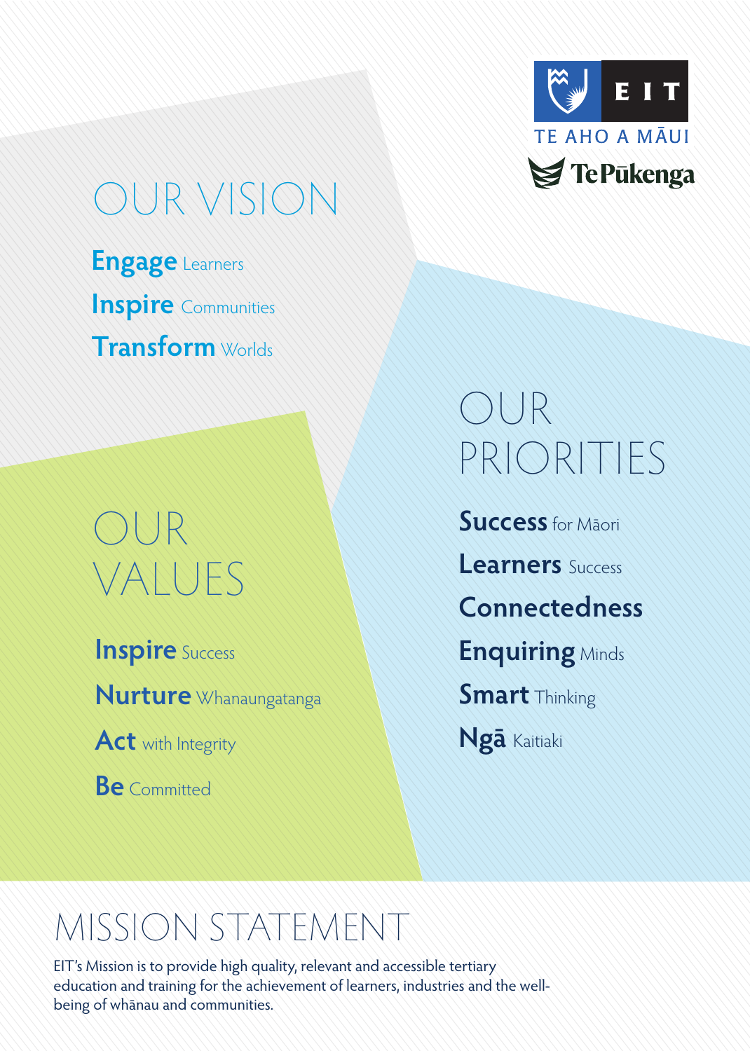EIT

TE AHO A MĀUI

Te Pūkenga

# OUR VISION

**Engage** Learners

**Inspire** Communities

**Transform** Worlds

# OUR PRIORITIES

**Success** for Māori

**Learners** Success

**Connectedness**

**Enquiring** Minds

**Smart** Thinking

**Ngā** Kaitiaki

# OUR VALUES

**Inspire** Success

**Nurture** Whanaungatanga

**Act** with Integrity

**Be** Committed

# MISSION STATEMENT

EIT's Mission is to provide high quality, relevant and accessible tertiary education and training for the achievement of learners, industries and the well-being of whānau and communities.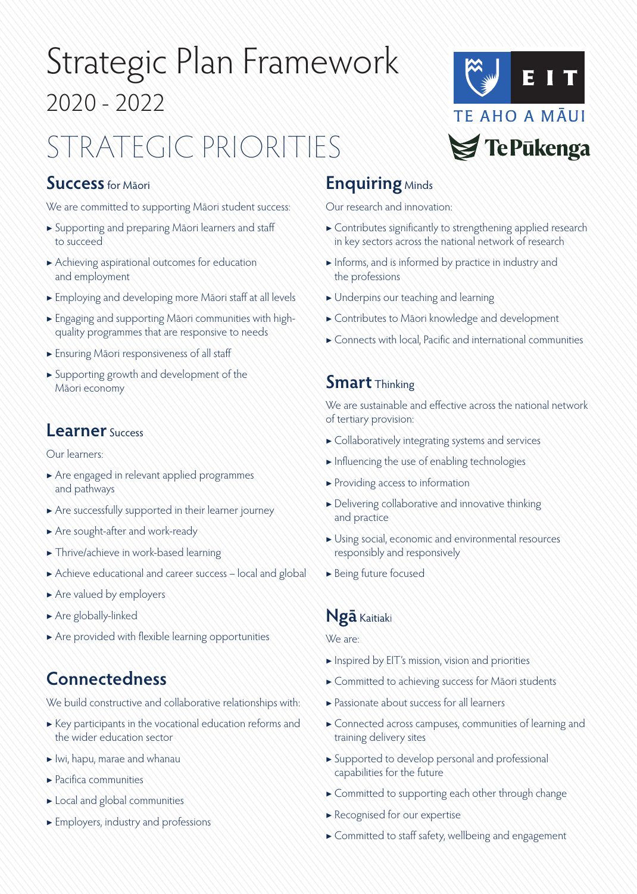# Strategic Plan Framework

2020 - 2022

EIT

TE AHO A MĀUI

Te Pūkenga

# STRATEGIC PRIORITIES

## Success for Māori

We are committed to supporting Māori student success:

- Supporting and preparing Māori learners and staff to succeed
- Achieving aspirational outcomes for education and employment
- Employing and developing more Māori staff at all levels
- Engaging and supporting Māori communities with high-quality programmes that are responsive to needs
- Ensuring Māori responsiveness of all staff
- Supporting growth and development of the Māori economy

## Learner Success

Our learners:

- Are engaged in relevant applied programmes and pathways
- Are successfully supported in their learner journey
- Are sought-after and work-ready
- Thrive/achieve in work-based learning
- Achieve educational and career success – local and global
- Are valued by employers
- Are globally-linked
- Are provided with flexible learning opportunities

## Connectedness

We build constructive and collaborative relationships with:

- Key participants in the vocational education reforms and the wider education sector
- Iwi, hapu, marae and whanau
- Pacifica communities
- Local and global communities
- Employers, industry and professions

## Enquiring Minds

Our research and innovation:

- Contributes significantly to strengthening applied research in key sectors across the national network of research
- Informs, and is informed by practice in industry and the professions
- Underpins our teaching and learning
- Contributes to Māori knowledge and development
- Connects with local, Pacific and international communities

## Smart Thinking

We are sustainable and effective across the national network of tertiary provision:

- Collaboratively integrating systems and services
- Influencing the use of enabling technologies
- Providing access to information
- Delivering collaborative and innovative thinking and practice
- Using social, economic and environmental resources responsibly and responsively
- Being future focused

## Ngā Kaitiaki

We are:

- Inspired by EIT's mission, vision and priorities
- Committed to achieving success for Māori students
- Passionate about success for all learners
- Connected across campuses, communities of learning and training delivery sites
- Supported to develop personal and professional capabilities for the future
- Committed to supporting each other through change
- Recognised for our expertise
- Committed to staff safety, wellbeing and engagement